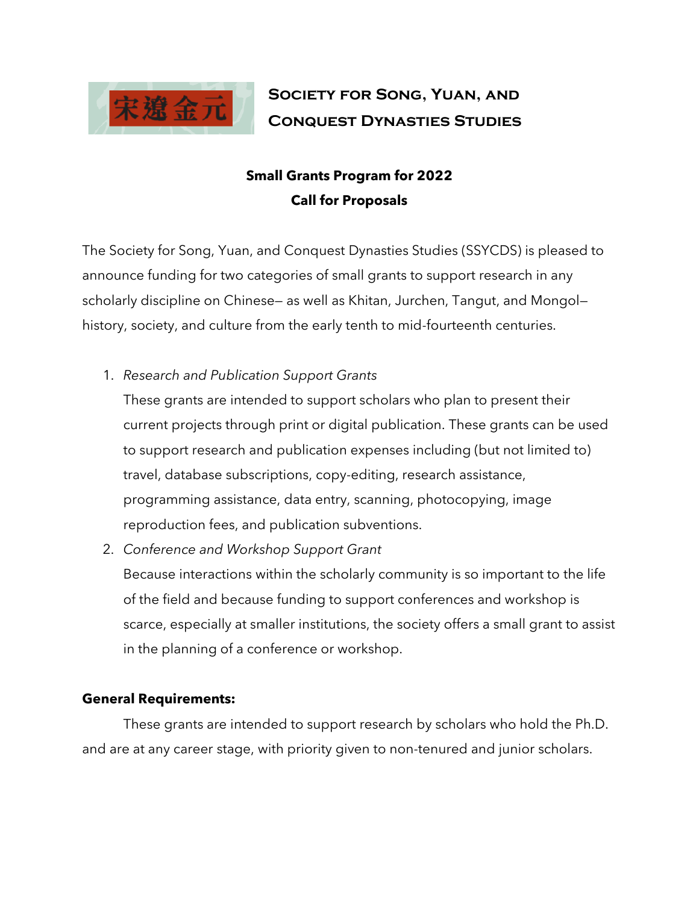宋遼金元

# Society for Song, Yuan, and Conquest Dynasties Studies

## Small Grants Program for 2022
## Call for Proposals

The Society for Song, Yuan, and Conquest Dynasties Studies (SSYCDS) is pleased to announce funding for two categories of small grants to support research in any scholarly discipline on Chinese— as well as Khitan, Jurchen, Tangut, and Mongol— history, society, and culture from the early tenth to mid-fourteenth centuries.

1. *Research and Publication Support Grants*
   These grants are intended to support scholars who plan to present their current projects through print or digital publication. These grants can be used to support research and publication expenses including (but not limited to) travel, database subscriptions, copy-editing, research assistance, programming assistance, data entry, scanning, photocopying, image reproduction fees, and publication subventions.
2. *Conference and Workshop Support Grant*
   Because interactions within the scholarly community is so important to the life of the field and because funding to support conferences and workshop is scarce, especially at smaller institutions, the society offers a small grant to assist in the planning of a conference or workshop.

**General Requirements:**

These grants are intended to support research by scholars who hold the Ph.D. and are at any career stage, with priority given to non-tenured and junior scholars.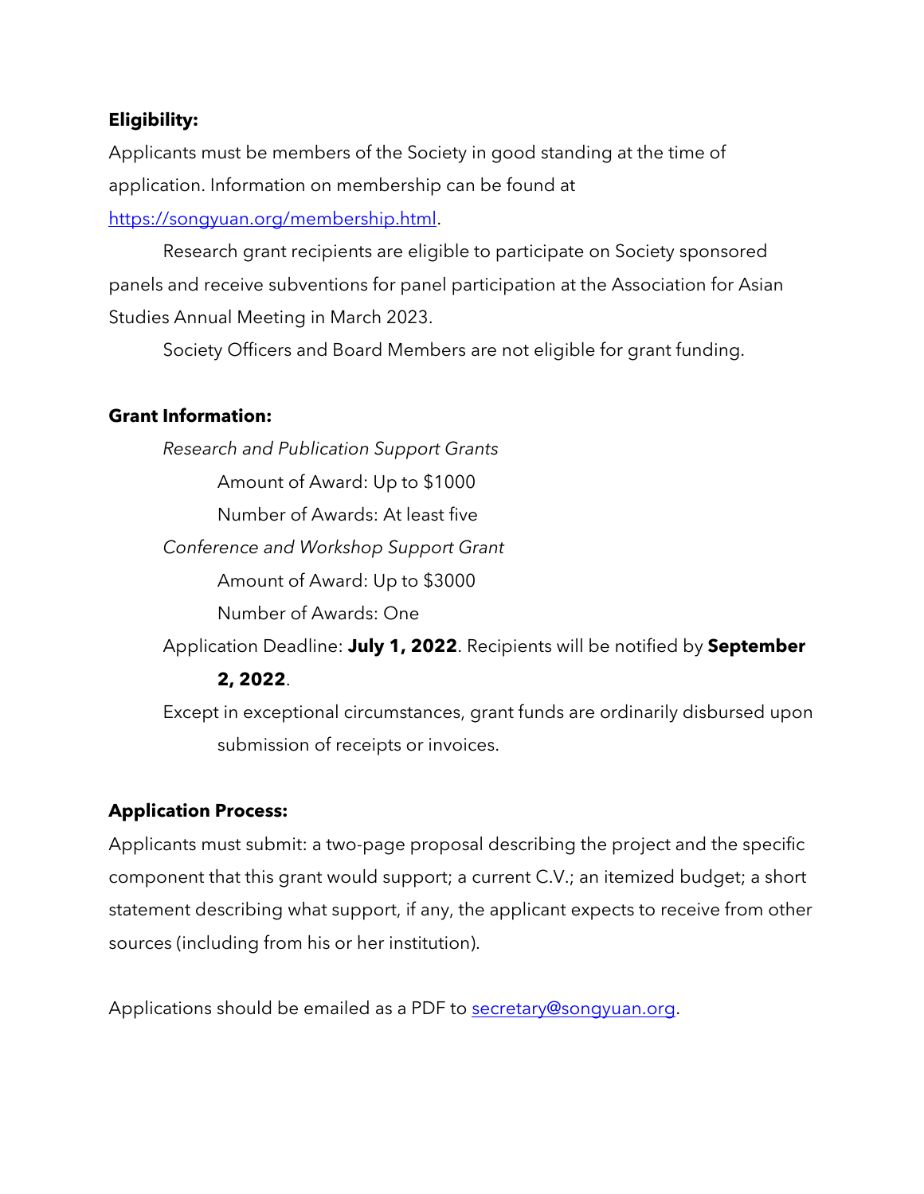**Eligibility:**

Applicants must be members of the Society in good standing at the time of application. Information on membership can be found at [https://songyuan.org/membership.html](https://songyuan.org/membership.html).

Research grant recipients are eligible to participate on Society sponsored panels and receive subventions for panel participation at the Association for Asian Studies Annual Meeting in March 2023.

Society Officers and Board Members are not eligible for grant funding.

**Grant Information:**

*Research and Publication Support Grants*

Amount of Award: Up to $1000

Number of Awards: At least five

*Conference and Workshop Support Grant*

Amount of Award: Up to $3000

Number of Awards: One

Application Deadline: **July 1, 2022**. Recipients will be notified by **September 2, 2022**.

Except in exceptional circumstances, grant funds are ordinarily disbursed upon submission of receipts or invoices.

**Application Process:**

Applicants must submit: a two-page proposal describing the project and the specific component that this grant would support; a current C.V.; an itemized budget; a short statement describing what support, if any, the applicant expects to receive from other sources (including from his or her institution).

Applications should be emailed as a PDF to [secretary@songyuan.org](mailto:secretary@songyuan.org).